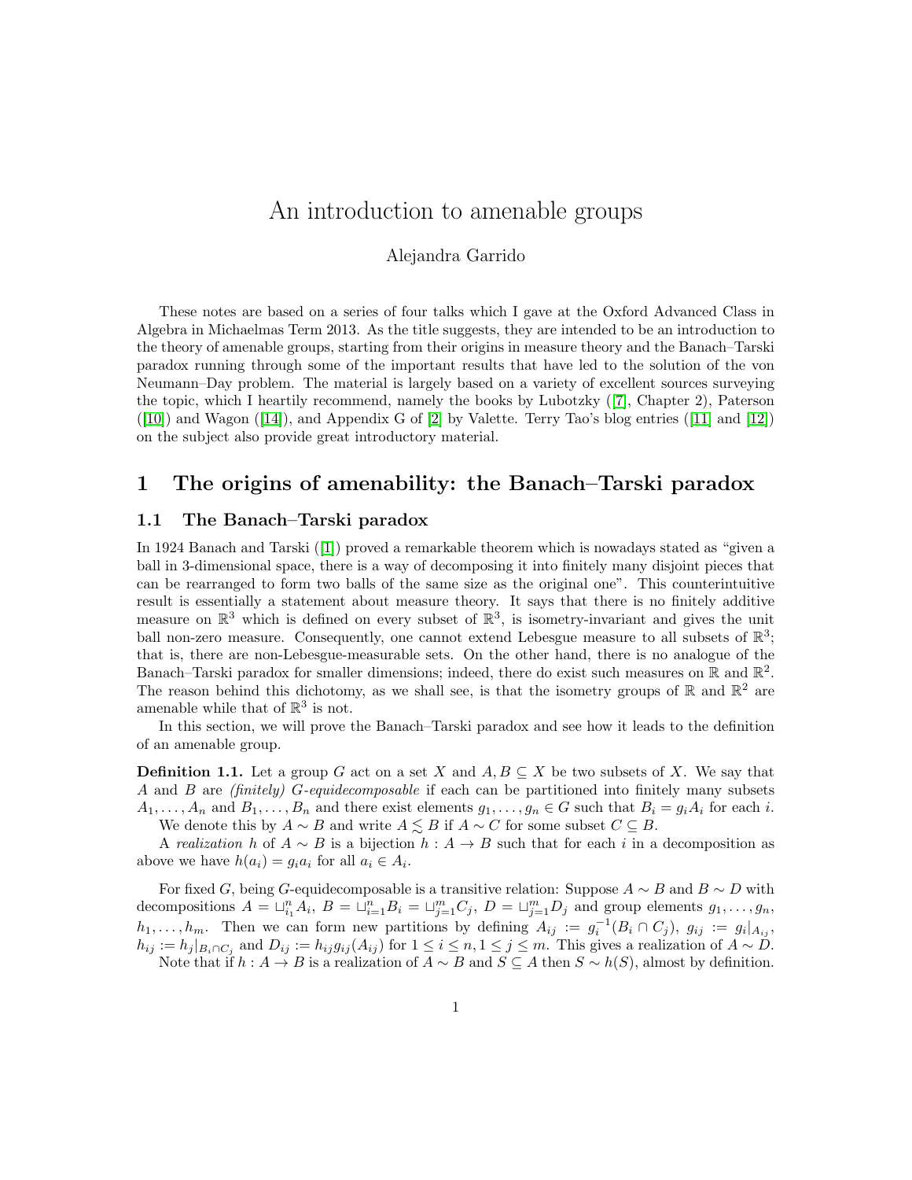# An introduction to amenable groups

Alejandra Garrido

These notes are based on a series of four talks which I gave at the Oxford Advanced Class in Algebra in Michaelmas Term 2013. As the title suggests, they are intended to be an introduction to the theory of amenable groups, starting from their origins in measure theory and the Banach–Tarski paradox running through some of the important results that have led to the solution of the von Neumann–Day problem. The material is largely based on a variety of excellent sources surveying the topic, which I heartily recommend, namely the books by Lubotzky ([7], Chapter 2), Paterson ([10]) and Wagon ([14]), and Appendix G of [2] by Valette. Terry Tao's blog entries ([11] and [12]) on the subject also provide great introductory material.

## 1 The origins of amenability: the Banach–Tarski paradox

### 1.1 The Banach–Tarski paradox

In 1924 Banach and Tarski ([1]) proved a remarkable theorem which is nowadays stated as "given a ball in 3-dimensional space, there is a way of decomposing it into finitely many disjoint pieces that can be rearranged to form two balls of the same size as the original one". This counterintuitive result is essentially a statement about measure theory. It says that there is no finitely additive measure on $\mathbb{R}^3$ which is defined on every subset of $\mathbb{R}^3$, is isometry-invariant and gives the unit ball non-zero measure. Consequently, one cannot extend Lebesgue measure to all subsets of $\mathbb{R}^3$; that is, there are non-Lebesgue-measurable sets. On the other hand, there is no analogue of the Banach–Tarski paradox for smaller dimensions; indeed, there do exist such measures on $\mathbb{R}$ and $\mathbb{R}^2$. The reason behind this dichotomy, as we shall see, is that the isometry groups of $\mathbb{R}$ and $\mathbb{R}^2$ are amenable while that of $\mathbb{R}^3$ is not.

In this section, we will prove the Banach–Tarski paradox and see how it leads to the definition of an amenable group.

**Definition 1.1.** Let a group $G$ act on a set $X$ and $A, B \subseteq X$ be two subsets of $X$. We say that $A$ and $B$ are *(finitely) $G$-equidecomposable* if each can be partitioned into finitely many subsets $A_1, \ldots, A_n$ and $B_1, \ldots, B_n$ and there exist elements $g_1, \ldots, g_n \in G$ such that $B_i = g_i A_i$ for each $i$.

We denote this by $A \sim B$ and write $A \precsim B$ if $A \sim C$ for some subset $C \subseteq B$.

A *realization* $h$ of $A \sim B$ is a bijection $h : A \to B$ such that for each $i$ in a decomposition as above we have $h(a_i) = g_i a_i$ for all $a_i \in A_i$.

For fixed $G$, being $G$-equidecomposable is a transitive relation: Suppose $A \sim B$ and $B \sim D$ with decompositions $A = \sqcup_{i_1}^n A_i$, $B = \sqcup_{i=1}^n B_i = \sqcup_{j=1}^m C_j$, $D = \sqcup_{j=1}^m D_j$ and group elements $g_1, \ldots, g_n$, $h_1, \ldots, h_m$. Then we can form new partitions by defining $A_{ij} := g_i^{-1}(B_i \cap C_j)$, $g_{ij} := g_i|_{A_{ij}}$, $h_{ij} := h_j|_{B_i \cap C_j}$ and $D_{ij} := h_{ij} g_{ij}(A_{ij})$ for $1 \leq i \leq n, 1 \leq j \leq m$. This gives a realization of $A \sim D$.

Note that if $h : A \to B$ is a realization of $A \sim B$ and $S \subseteq A$ then $S \sim h(S)$, almost by definition.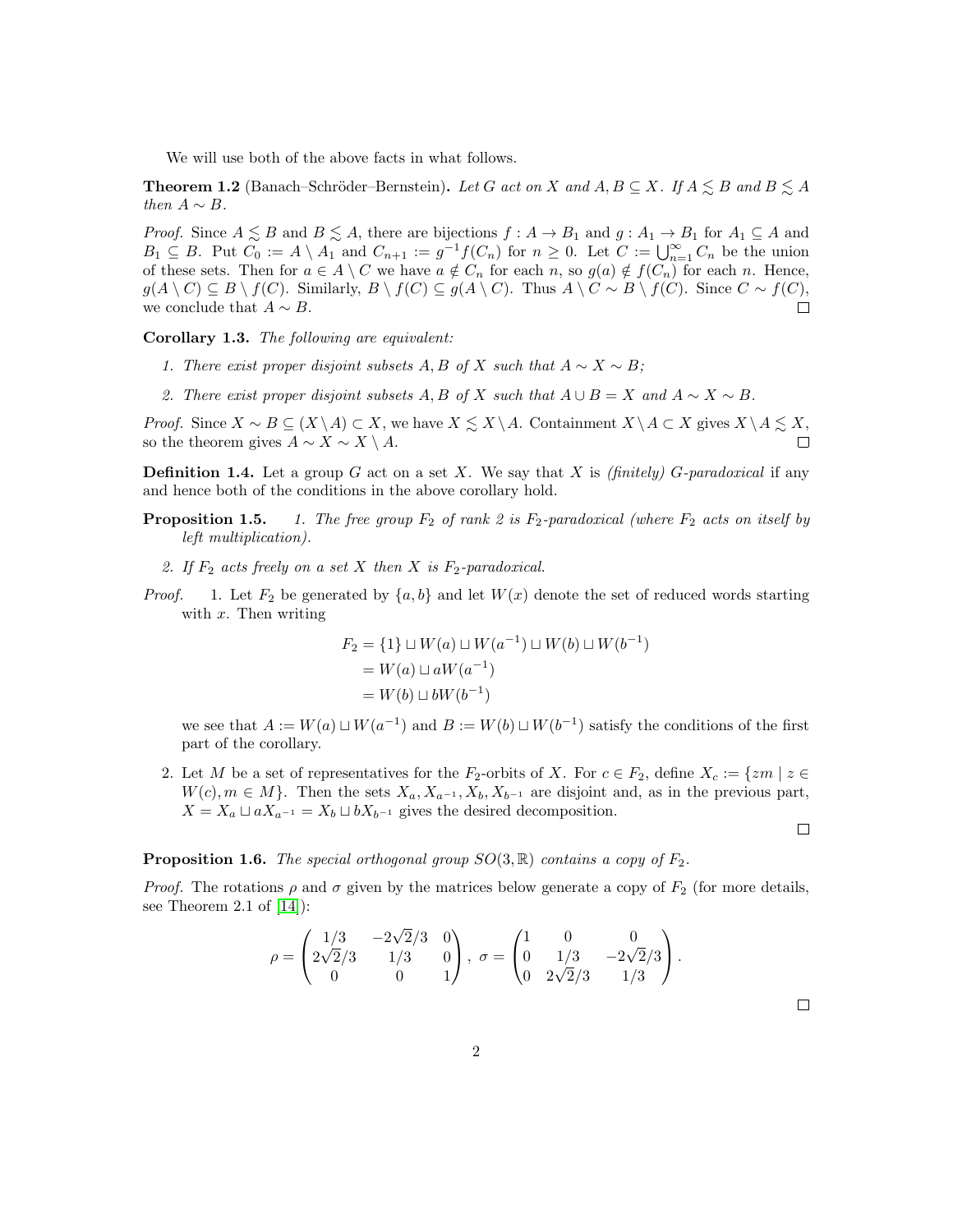We will use both of the above facts in what follows.

**Theorem 1.2** (Banach–Schröder–Bernstein)**.** *Let $G$ act on $X$ and $A, B \subseteq X$. If $A \lesssim B$ and $B \lesssim A$ then $A \sim B$.*

*Proof.* Since $A \lesssim B$ and $B \lesssim A$, there are bijections $f : A \to B_1$ and $g : A_1 \to B_1$ for $A_1 \subseteq A$ and $B_1 \subseteq B$. Put $C_0 := A \setminus A_1$ and $C_{n+1} := g^{-1} f(C_n)$ for $n \geq 0$. Let $C := \bigcup_{n=1}^{\infty} C_n$ be the union of these sets. Then for $a \in A \setminus C$ we have $a \notin C_n$ for each $n$, so $g(a) \notin f(C_n)$ for each $n$. Hence, $g(A \setminus C) \subseteq B \setminus f(C)$. Similarly, $B \setminus f(C) \subseteq g(A \setminus C)$. Thus $A \setminus C \sim B \setminus f(C)$. Since $C \sim f(C)$, we conclude that $A \sim B$. □

**Corollary 1.3.** *The following are equivalent:*

1. *There exist proper disjoint subsets $A, B$ of $X$ such that $A \sim X \sim B$;*
2. *There exist proper disjoint subsets $A, B$ of $X$ such that $A \cup B = X$ and $A \sim X \sim B$.*

*Proof.* Since $X \sim B \subseteq (X \setminus A) \subset X$, we have $X \lesssim X \setminus A$. Containment $X \setminus A \subset X$ gives $X \setminus A \lesssim X$, so the theorem gives $A \sim X \sim X \setminus A$. □

**Definition 1.4.** Let a group $G$ act on a set $X$. We say that $X$ is *(finitely) $G$-paradoxical* if any and hence both of the conditions in the above corollary hold.

**Proposition 1.5.** 1. *The free group $F_2$ of rank 2 is $F_2$-paradoxical (where $F_2$ acts on itself by left multiplication).*

2. *If $F_2$ acts freely on a set $X$ then $X$ is $F_2$-paradoxical.*

*Proof.* 1. Let $F_2$ be generated by $\{a, b\}$ and let $W(x)$ denote the set of reduced words starting with $x$. Then writing

$$
\begin{aligned}
F_2 &= \{1\} \sqcup W(a) \sqcup W(a^{-1}) \sqcup W(b) \sqcup W(b^{-1}) \\
&= W(a) \sqcup aW(a^{-1}) \\
&= W(b) \sqcup bW(b^{-1})
\end{aligned}
$$

we see that $A := W(a) \sqcup W(a^{-1})$ and $B := W(b) \sqcup W(b^{-1})$ satisfy the conditions of the first part of the corollary.

2. Let $M$ be a set of representatives for the $F_2$-orbits of $X$. For $c \in F_2$, define $X_c := \{zm \mid z \in W(c), m \in M\}$. Then the sets $X_a, X_{a^{-1}}, X_b, X_{b^{-1}}$ are disjoint and, as in the previous part, $X = X_a \sqcup aX_{a^{-1}} = X_b \sqcup bX_{b^{-1}}$ gives the desired decomposition.

□

**Proposition 1.6.** *The special orthogonal group $SO(3, \mathbb{R})$ contains a copy of $F_2$.*

*Proof.* The rotations $\rho$ and $\sigma$ given by the matrices below generate a copy of $F_2$ (for more details, see Theorem 2.1 of [14]):

$$
\rho = \begin{pmatrix} 1/3 & -2\sqrt{2}/3 & 0 \\ 2\sqrt{2}/3 & 1/3 & 0 \\ 0 & 0 & 1 \end{pmatrix}, \ \sigma = \begin{pmatrix} 1 & 0 & 0 \\ 0 & 1/3 & -2\sqrt{2}/3 \\ 0 & 2\sqrt{2}/3 & 1/3 \end{pmatrix}.
$$

□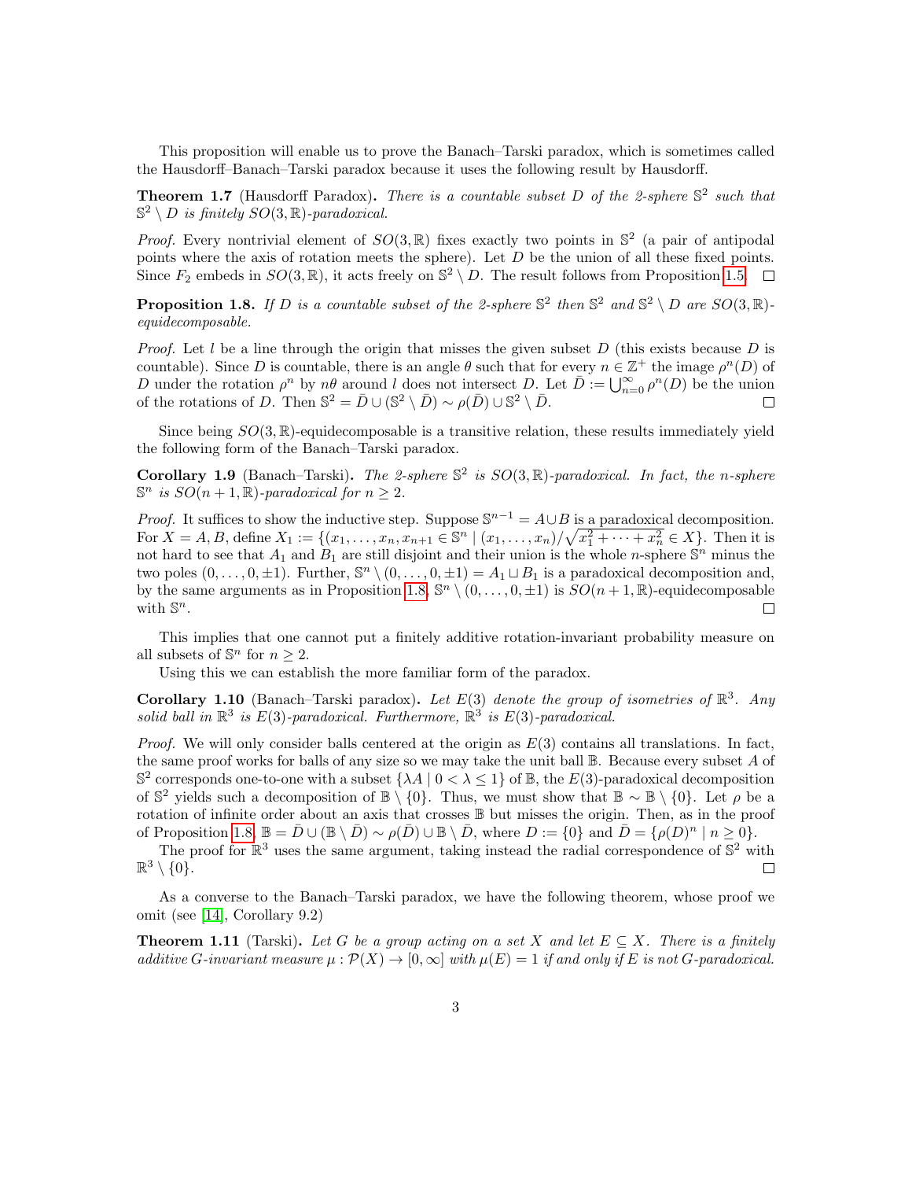This proposition will enable us to prove the Banach–Tarski paradox, which is sometimes called the Hausdorff–Banach–Tarski paradox because it uses the following result by Hausdorff.

**Theorem 1.7** (Hausdorff Paradox)**.** *There is a countable subset $D$ of the 2-sphere $\mathbb{S}^2$ such that $\mathbb{S}^2 \setminus D$ is finitely $SO(3,\mathbb{R})$-paradoxical.*

*Proof.* Every nontrivial element of $SO(3,\mathbb{R})$ fixes exactly two points in $\mathbb{S}^2$ (a pair of antipodal points where the axis of rotation meets the sphere). Let $D$ be the union of all these fixed points. Since $F_2$ embeds in $SO(3,\mathbb{R})$, it acts freely on $\mathbb{S}^2 \setminus D$. The result follows from Proposition 1.5. □

**Proposition 1.8.** *If $D$ is a countable subset of the 2-sphere $\mathbb{S}^2$ then $\mathbb{S}^2$ and $\mathbb{S}^2 \setminus D$ are $SO(3,\mathbb{R})$-equidecomposable.*

*Proof.* Let $l$ be a line through the origin that misses the given subset $D$ (this exists because $D$ is countable). Since $D$ is countable, there is an angle $\theta$ such that for every $n \in \mathbb{Z}^+$ the image $\rho^n(D)$ of $D$ under the rotation $\rho^n$ by $n\theta$ around $l$ does not intersect $D$. Let $\bar{D} := \bigcup_{n=0}^{\infty} \rho^n(D)$ be the union of the rotations of $D$. Then $\mathbb{S}^2 = \bar{D} \cup (\mathbb{S}^2 \setminus \bar{D}) \sim \rho(\bar{D}) \cup \mathbb{S}^2 \setminus \bar{D}$. □

Since being $SO(3,\mathbb{R})$-equidecomposable is a transitive relation, these results immediately yield the following form of the Banach–Tarski paradox.

**Corollary 1.9** (Banach–Tarski)**.** *The 2-sphere $\mathbb{S}^2$ is $SO(3,\mathbb{R})$-paradoxical. In fact, the $n$-sphere $\mathbb{S}^n$ is $SO(n+1,\mathbb{R})$-paradoxical for $n \geq 2$.*

*Proof.* It suffices to show the inductive step. Suppose $\mathbb{S}^{n-1} = A \cup B$ is a paradoxical decomposition. For $X = A, B$, define $X_1 := \{(x_1, \ldots, x_n, x_{n+1} \in \mathbb{S}^n \mid (x_1, \ldots, x_n)/\sqrt{x_1^2 + \cdots + x_n^2} \in X\}$. Then it is not hard to see that $A_1$ and $B_1$ are still disjoint and their union is the whole $n$-sphere $\mathbb{S}^n$ minus the two poles $(0, \ldots, 0, \pm 1)$. Further, $\mathbb{S}^n \setminus (0, \ldots, 0, \pm 1) = A_1 \sqcup B_1$ is a paradoxical decomposition and, by the same arguments as in Proposition 1.8, $\mathbb{S}^n \setminus (0, \ldots, 0, \pm 1)$ is $SO(n+1,\mathbb{R})$-equidecomposable with $\mathbb{S}^n$. □

This implies that one cannot put a finitely additive rotation-invariant probability measure on all subsets of $\mathbb{S}^n$ for $n \geq 2$.

Using this we can establish the more familiar form of the paradox.

**Corollary 1.10** (Banach–Tarski paradox)**.** *Let $E(3)$ denote the group of isometries of $\mathbb{R}^3$. Any solid ball in $\mathbb{R}^3$ is $E(3)$-paradoxical. Furthermore, $\mathbb{R}^3$ is $E(3)$-paradoxical.*

*Proof.* We will only consider balls centered at the origin as $E(3)$ contains all translations. In fact, the same proof works for balls of any size so we may take the unit ball $\mathbb{B}$. Because every subset $A$ of $\mathbb{S}^2$ corresponds one-to-one with a subset $\{\lambda A \mid 0 < \lambda \leq 1\}$ of $\mathbb{B}$, the $E(3)$-paradoxical decomposition of $\mathbb{S}^2$ yields such a decomposition of $\mathbb{B} \setminus \{0\}$. Thus, we must show that $\mathbb{B} \sim \mathbb{B} \setminus \{0\}$. Let $\rho$ be a rotation of infinite order about an axis that crosses $\mathbb{B}$ but misses the origin. Then, as in the proof of Proposition 1.8, $\mathbb{B} = \bar{D} \cup (\mathbb{B} \setminus \bar{D}) \sim \rho(\bar{D}) \cup \mathbb{B} \setminus \bar{D}$, where $D := \{0\}$ and $\bar{D} = \{\rho(D)^n \mid n \geq 0\}$.

The proof for $\mathbb{R}^3$ uses the same argument, taking instead the radial correspondence of $\mathbb{S}^2$ with $\mathbb{R}^3 \setminus \{0\}$. □

As a converse to the Banach–Tarski paradox, we have the following theorem, whose proof we omit (see [14], Corollary 9.2)

**Theorem 1.11** (Tarski)**.** *Let $G$ be a group acting on a set $X$ and let $E \subseteq X$. There is a finitely additive $G$-invariant measure $\mu : \mathcal{P}(X) \to [0,\infty]$ with $\mu(E) = 1$ if and only if $E$ is not $G$-paradoxical.*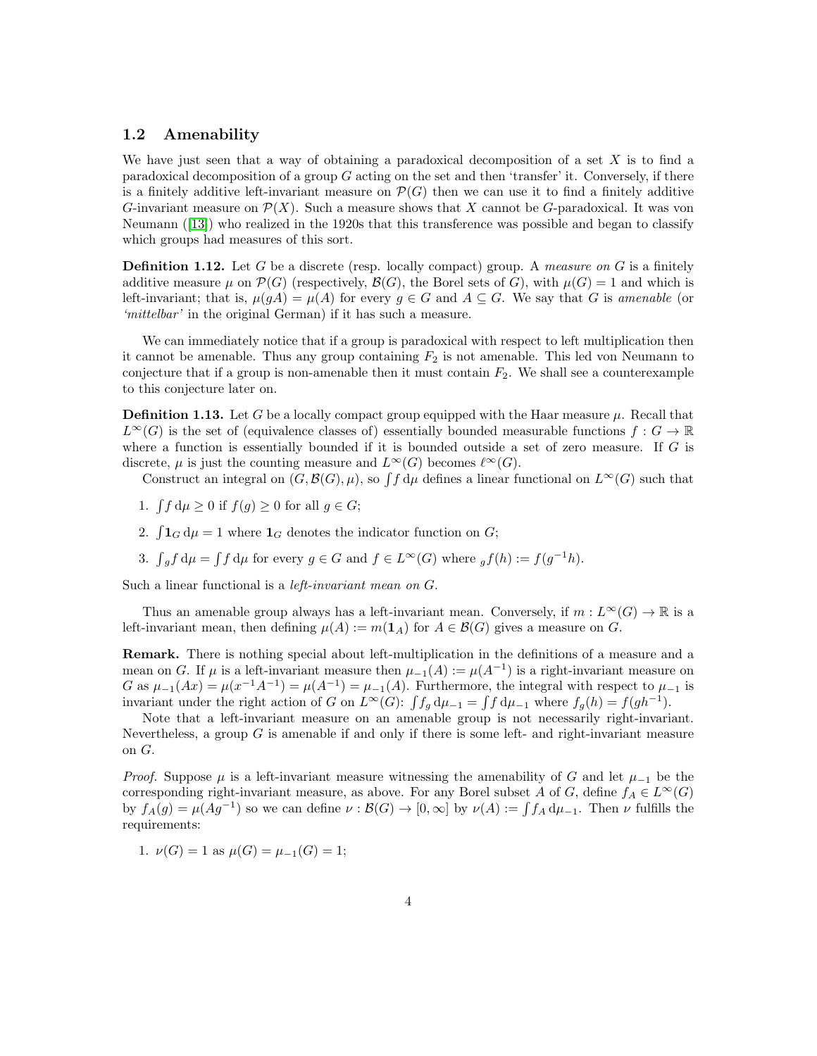## 1.2 Amenability

We have just seen that a way of obtaining a paradoxical decomposition of a set $X$ is to find a paradoxical decomposition of a group $G$ acting on the set and then 'transfer' it. Conversely, if there is a finitely additive left-invariant measure on $\mathcal{P}(G)$ then we can use it to find a finitely additive $G$-invariant measure on $\mathcal{P}(X)$. Such a measure shows that $X$ cannot be $G$-paradoxical. It was von Neumann ([13]) who realized in the 1920s that this transference was possible and began to classify which groups had measures of this sort.

**Definition 1.12.** Let $G$ be a discrete (resp. locally compact) group. A *measure on* $G$ is a finitely additive measure $\mu$ on $\mathcal{P}(G)$ (respectively, $\mathcal{B}(G)$, the Borel sets of $G$), with $\mu(G) = 1$ and which is left-invariant; that is, $\mu(gA) = \mu(A)$ for every $g \in G$ and $A \subseteq G$. We say that $G$ is *amenable* (or *'mittelbar'* in the original German) if it has such a measure.

We can immediately notice that if a group is paradoxical with respect to left multiplication then it cannot be amenable. Thus any group containing $F_2$ is not amenable. This led von Neumann to conjecture that if a group is non-amenable then it must contain $F_2$. We shall see a counterexample to this conjecture later on.

**Definition 1.13.** Let $G$ be a locally compact group equipped with the Haar measure $\mu$. Recall that $L^\infty(G)$ is the set of (equivalence classes of) essentially bounded measurable functions $f : G \to \mathbb{R}$ where a function is essentially bounded if it is bounded outside a set of zero measure. If $G$ is discrete, $\mu$ is just the counting measure and $L^\infty(G)$ becomes $\ell^\infty(G)$.

Construct an integral on $(G, \mathcal{B}(G), \mu)$, so $\int f \, \mathrm{d}\mu$ defines a linear functional on $L^\infty(G)$ such that

1. $\int f \, \mathrm{d}\mu \geq 0$ if $f(g) \geq 0$ for all $g \in G$;
2. $\int \mathbf{1}_G \, \mathrm{d}\mu = 1$ where $\mathbf{1}_G$ denotes the indicator function on $G$;
3. $\int {}_g f \, \mathrm{d}\mu = \int f \, \mathrm{d}\mu$ for every $g \in G$ and $f \in L^\infty(G)$ where ${}_g f(h) := f(g^{-1}h)$.

Such a linear functional is a *left-invariant mean on* $G$.

Thus an amenable group always has a left-invariant mean. Conversely, if $m : L^\infty(G) \to \mathbb{R}$ is a left-invariant mean, then defining $\mu(A) := m(\mathbf{1}_A)$ for $A \in \mathcal{B}(G)$ gives a measure on $G$.

**Remark.** There is nothing special about left-multiplication in the definitions of a measure and a mean on $G$. If $\mu$ is a left-invariant measure then $\mu_{-1}(A) := \mu(A^{-1})$ is a right-invariant measure on $G$ as $\mu_{-1}(Ax) = \mu(x^{-1}A^{-1}) = \mu(A^{-1}) = \mu_{-1}(A)$. Furthermore, the integral with respect to $\mu_{-1}$ is invariant under the right action of $G$ on $L^\infty(G)$: $\int f_g \, \mathrm{d}\mu_{-1} = \int f \, \mathrm{d}\mu_{-1}$ where $f_g(h) = f(gh^{-1})$.

Note that a left-invariant measure on an amenable group is not necessarily right-invariant. Nevertheless, a group $G$ is amenable if and only if there is some left- and right-invariant measure on $G$.

*Proof.* Suppose $\mu$ is a left-invariant measure witnessing the amenability of $G$ and let $\mu_{-1}$ be the corresponding right-invariant measure, as above. For any Borel subset $A$ of $G$, define $f_A \in L^\infty(G)$ by $f_A(g) = \mu(Ag^{-1})$ so we can define $\nu : \mathcal{B}(G) \to [0, \infty]$ by $\nu(A) := \int f_A \, \mathrm{d}\mu_{-1}$. Then $\nu$ fulfills the requirements:

1. $\nu(G) = 1$ as $\mu(G) = \mu_{-1}(G) = 1$;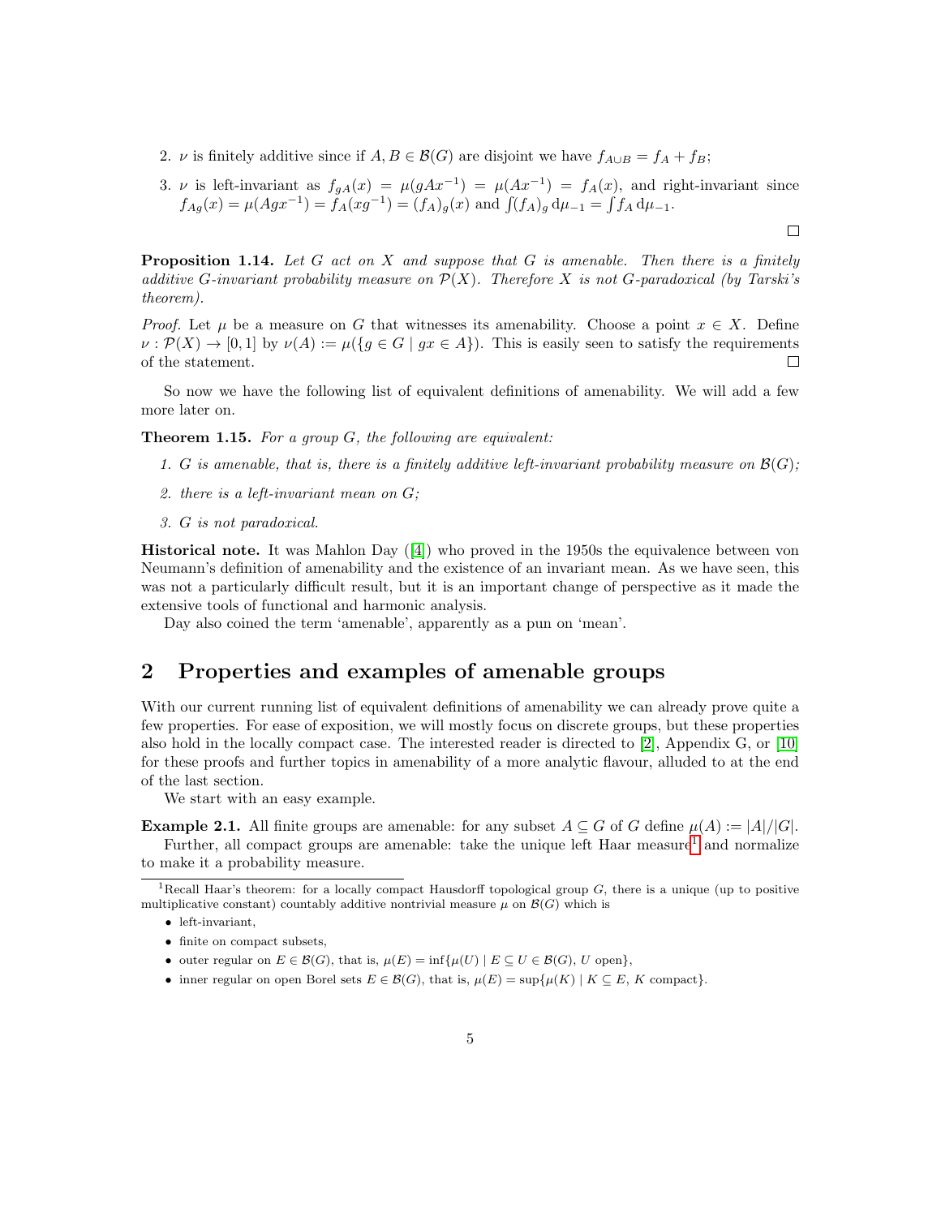2. $\nu$ is finitely additive since if $A, B \in \mathcal{B}(G)$ are disjoint we have $f_{A\cup B} = f_A + f_B$;

3. $\nu$ is left-invariant as $f_{gA}(x) = \mu(gAx^{-1}) = \mu(Ax^{-1}) = f_A(x)$, and right-invariant since $f_{Ag}(x) = \mu(Agx^{-1}) = f_A(xg^{-1}) = (f_A)_g(x)$ and $\int (f_A)_g \,\mathrm{d}\mu_{-1} = \int f_A \,\mathrm{d}\mu_{-1}$.

□

**Proposition 1.14.** *Let $G$ act on $X$ and suppose that $G$ is amenable. Then there is a finitely additive $G$-invariant probability measure on $\mathcal{P}(X)$. Therefore $X$ is not $G$-paradoxical (by Tarski's theorem).*

*Proof.* Let $\mu$ be a measure on $G$ that witnesses its amenability. Choose a point $x \in X$. Define $\nu : \mathcal{P}(X) \to [0, 1]$ by $\nu(A) := \mu(\{g \in G \mid gx \in A\})$. This is easily seen to satisfy the requirements of the statement. □

So now we have the following list of equivalent definitions of amenability. We will add a few more later on.

**Theorem 1.15.** *For a group $G$, the following are equivalent:*

1. *$G$ is amenable, that is, there is a finitely additive left-invariant probability measure on $\mathcal{B}(G)$;*
2. *there is a left-invariant mean on $G$;*
3. *$G$ is not paradoxical.*

**Historical note.** It was Mahlon Day ([4]) who proved in the 1950s the equivalence between von Neumann's definition of amenability and the existence of an invariant mean. As we have seen, this was not a particularly difficult result, but it is an important change of perspective as it made the extensive tools of functional and harmonic analysis.

Day also coined the term 'amenable', apparently as a pun on 'mean'.

# 2 Properties and examples of amenable groups

With our current running list of equivalent definitions of amenability we can already prove quite a few properties. For ease of exposition, we will mostly focus on discrete groups, but these properties also hold in the locally compact case. The interested reader is directed to [2], Appendix G, or [10] for these proofs and further topics in amenability of a more analytic flavour, alluded to at the end of the last section.

We start with an easy example.

**Example 2.1.** All finite groups are amenable: for any subset $A \subseteq G$ of $G$ define $\mu(A) := |A|/|G|$.

Further, all compact groups are amenable: take the unique left Haar measure[1] and normalize to make it a probability measure.

---

[1] Recall Haar's theorem: for a locally compact Hausdorff topological group $G$, there is a unique (up to positive multiplicative constant) countably additive nontrivial measure $\mu$ on $\mathcal{B}(G)$ which is

- left-invariant,
- finite on compact subsets,
- outer regular on $E \in \mathcal{B}(G)$, that is, $\mu(E) = \inf\{\mu(U) \mid E \subseteq U \in \mathcal{B}(G),\ U \text{ open}\}$,
- inner regular on open Borel sets $E \in \mathcal{B}(G)$, that is, $\mu(E) = \sup\{\mu(K) \mid K \subseteq E,\ K \text{ compact}\}$.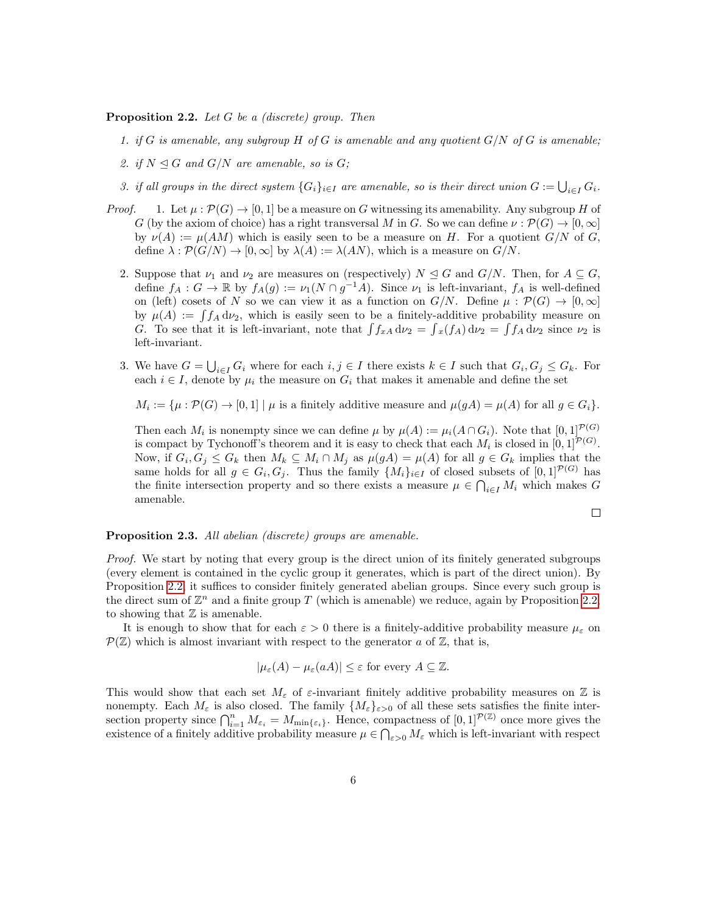**Proposition 2.2.** *Let $G$ be a (discrete) group. Then*

1. *if $G$ is amenable, any subgroup $H$ of $G$ is amenable and any quotient $G/N$ of $G$ is amenable;*
2. *if $N \trianglelefteq G$ and $G/N$ are amenable, so is $G$;*
3. *if all groups in the direct system $\{G_i\}_{i\in I}$ are amenable, so is their direct union $G := \bigcup_{i\in I} G_i$.*

*Proof.*

1. Let $\mu : \mathcal{P}(G) \to [0,1]$ be a measure on $G$ witnessing its amenability. Any subgroup $H$ of $G$ (by the axiom of choice) has a right transversal $M$ in $G$. So we can define $\nu : \mathcal{P}(G) \to [0,\infty]$ by $\nu(A) := \mu(AM)$ which is easily seen to be a measure on $H$. For a quotient $G/N$ of $G$, define $\lambda : \mathcal{P}(G/N) \to [0,\infty]$ by $\lambda(A) := \lambda(AN)$, which is a measure on $G/N$.

2. Suppose that $\nu_1$ and $\nu_2$ are measures on (respectively) $N \trianglelefteq G$ and $G/N$. Then, for $A \subseteq G$, define $f_A : G \to \mathbb{R}$ by $f_A(g) := \nu_1(N \cap g^{-1}A)$. Since $\nu_1$ is left-invariant, $f_A$ is well-defined on (left) cosets of $N$ so we can view it as a function on $G/N$. Define $\mu : \mathcal{P}(G) \to [0,\infty]$ by $\mu(A) := \int f_A \,\mathrm{d}\nu_2$, which is easily seen to be a finitely-additive probability measure on $G$. To see that it is left-invariant, note that $\int f_{xA} \,\mathrm{d}\nu_2 = \int {}_x(f_A)\,\mathrm{d}\nu_2 = \int f_A \,\mathrm{d}\nu_2$ since $\nu_2$ is left-invariant.

3. We have $G = \bigcup_{i\in I} G_i$ where for each $i, j \in I$ there exists $k \in I$ such that $G_i, G_j \leq G_k$. For each $i \in I$, denote by $\mu_i$ the measure on $G_i$ that makes it amenable and define the set

$$M_i := \{\mu : \mathcal{P}(G) \to [0,1] \mid \mu \text{ is a finitely additive measure and } \mu(gA) = \mu(A) \text{ for all } g \in G_i\}.$$

Then each $M_i$ is nonempty since we can define $\mu$ by $\mu(A) := \mu_i(A \cap G_i)$. Note that $[0,1]^{\mathcal{P}(G)}$ is compact by Tychonoff's theorem and it is easy to check that each $M_i$ is closed in $[0,1]^{\mathcal{P}(G)}$. Now, if $G_i, G_j \leq G_k$ then $M_k \subseteq M_i \cap M_j$ as $\mu(gA) = \mu(A)$ for all $g \in G_k$ implies that the same holds for all $g \in G_i, G_j$. Thus the family $\{M_i\}_{i\in I}$ of closed subsets of $[0,1]^{\mathcal{P}(G)}$ has the finite intersection property and so there exists a measure $\mu \in \bigcap_{i\in I} M_i$ which makes $G$ amenable.

□

**Proposition 2.3.** *All abelian (discrete) groups are amenable.*

*Proof.* We start by noting that every group is the direct union of its finitely generated subgroups (every element is contained in the cyclic group it generates, which is part of the direct union). By Proposition 2.2, it suffices to consider finitely generated abelian groups. Since every such group is the direct sum of $\mathbb{Z}^n$ and a finite group $T$ (which is amenable) we reduce, again by Proposition 2.2, to showing that $\mathbb{Z}$ is amenable.

It is enough to show that for each $\varepsilon > 0$ there is a finitely-additive probability measure $\mu_\varepsilon$ on $\mathcal{P}(\mathbb{Z})$ which is almost invariant with respect to the generator $a$ of $\mathbb{Z}$, that is,

$$|\mu_\varepsilon(A) - \mu_\varepsilon(aA)| \leq \varepsilon \text{ for every } A \subseteq \mathbb{Z}.$$

This would show that each set $M_\varepsilon$ of $\varepsilon$-invariant finitely additive probability measures on $\mathbb{Z}$ is nonempty. Each $M_\varepsilon$ is also closed. The family $\{M_\varepsilon\}_{\varepsilon>0}$ of all these sets satisfies the finite intersection property since $\bigcap_{i=1}^n M_{\varepsilon_i} = M_{\min\{\varepsilon_i\}}$. Hence, compactness of $[0,1]^{\mathcal{P}(\mathbb{Z})}$ once more gives the existence of a finitely additive probability measure $\mu \in \bigcap_{\varepsilon>0} M_\varepsilon$ which is left-invariant with respect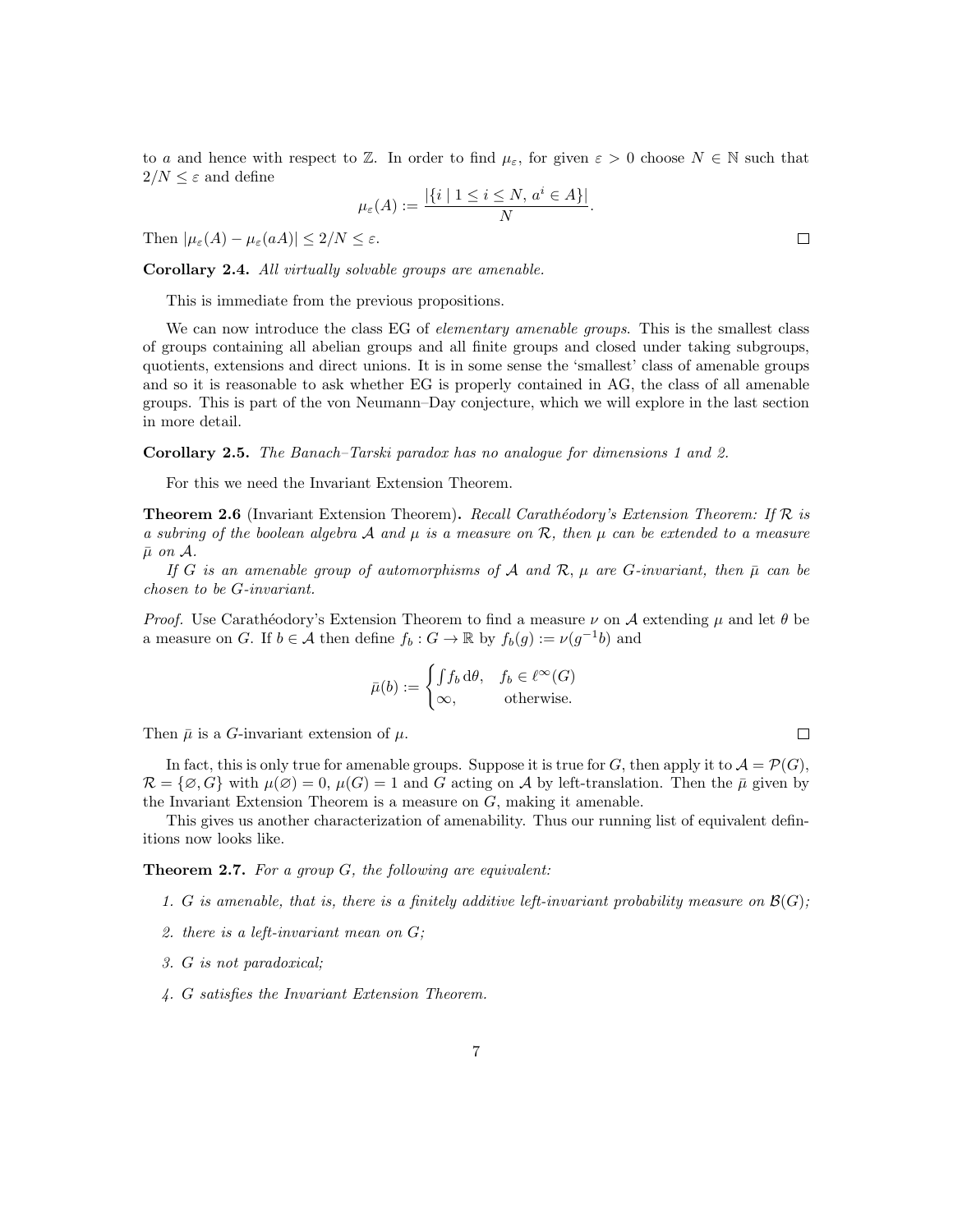to $a$ and hence with respect to $\mathbb{Z}$. In order to find $\mu_\varepsilon$, for given $\varepsilon > 0$ choose $N \in \mathbb{N}$ such that $2/N \leq \varepsilon$ and define

$$\mu_\varepsilon(A) := \frac{|\{i \mid 1 \leq i \leq N,\ a^i \in A\}|}{N}.$$

Then $|\mu_\varepsilon(A) - \mu_\varepsilon(aA)| \leq 2/N \leq \varepsilon$. □

**Corollary 2.4.** *All virtually solvable groups are amenable.*

This is immediate from the previous propositions.

We can now introduce the class EG of *elementary amenable groups*. This is the smallest class of groups containing all abelian groups and all finite groups and closed under taking subgroups, quotients, extensions and direct unions. It is in some sense the 'smallest' class of amenable groups and so it is reasonable to ask whether EG is properly contained in AG, the class of all amenable groups. This is part of the von Neumann–Day conjecture, which we will explore in the last section in more detail.

**Corollary 2.5.** *The Banach–Tarski paradox has no analogue for dimensions 1 and 2.*

For this we need the Invariant Extension Theorem.

**Theorem 2.6** (Invariant Extension Theorem)**.** *Recall Carathéodory's Extension Theorem: If $\mathcal{R}$ is a subring of the boolean algebra $\mathcal{A}$ and $\mu$ is a measure on $\mathcal{R}$, then $\mu$ can be extended to a measure $\bar{\mu}$ on $\mathcal{A}$.*

*If $G$ is an amenable group of automorphisms of $\mathcal{A}$ and $\mathcal{R}$, $\mu$ are $G$-invariant, then $\bar{\mu}$ can be chosen to be $G$-invariant.*

*Proof.* Use Carathéodory's Extension Theorem to find a measure $\nu$ on $\mathcal{A}$ extending $\mu$ and let $\theta$ be a measure on $G$. If $b \in \mathcal{A}$ then define $f_b : G \to \mathbb{R}$ by $f_b(g) := \nu(g^{-1}b)$ and

$$\bar{\mu}(b) := \begin{cases} \int f_b \, \mathrm{d}\theta, & f_b \in \ell^\infty(G) \\ \infty, & \text{otherwise.} \end{cases}$$

Then $\bar{\mu}$ is a $G$-invariant extension of $\mu$. □

In fact, this is only true for amenable groups. Suppose it is true for $G$, then apply it to $\mathcal{A} = \mathcal{P}(G)$, $\mathcal{R} = \{\varnothing, G\}$ with $\mu(\varnothing) = 0$, $\mu(G) = 1$ and $G$ acting on $\mathcal{A}$ by left-translation. Then the $\bar{\mu}$ given by the Invariant Extension Theorem is a measure on $G$, making it amenable.

This gives us another characterization of amenability. Thus our running list of equivalent definitions now looks like.

**Theorem 2.7.** *For a group $G$, the following are equivalent:*

1. *$G$ is amenable, that is, there is a finitely additive left-invariant probability measure on $\mathcal{B}(G)$;*
2. *there is a left-invariant mean on $G$;*
3. *$G$ is not paradoxical;*
4. *$G$ satisfies the Invariant Extension Theorem.*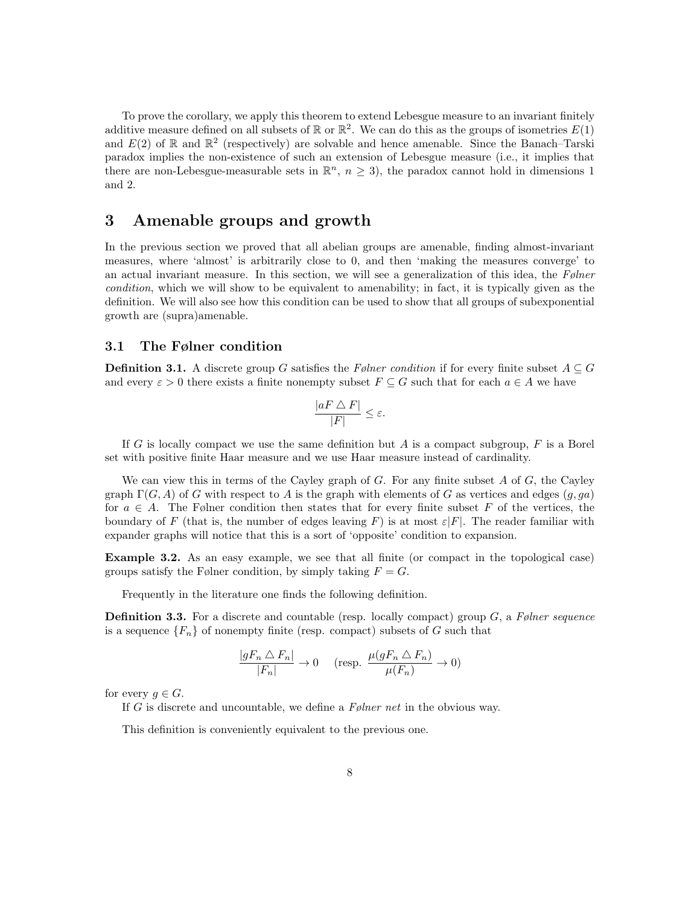To prove the corollary, we apply this theorem to extend Lebesgue measure to an invariant finitely additive measure defined on all subsets of $\mathbb{R}$ or $\mathbb{R}^2$. We can do this as the groups of isometries $E(1)$ and $E(2)$ of $\mathbb{R}$ and $\mathbb{R}^2$ (respectively) are solvable and hence amenable. Since the Banach–Tarski paradox implies the non-existence of such an extension of Lebesgue measure (i.e., it implies that there are non-Lebesgue-measurable sets in $\mathbb{R}^n$, $n \geq 3$), the paradox cannot hold in dimensions 1 and 2.

# 3 Amenable groups and growth

In the previous section we proved that all abelian groups are amenable, finding almost-invariant measures, where 'almost' is arbitrarily close to 0, and then 'making the measures converge' to an actual invariant measure. In this section, we will see a generalization of this idea, the *Følner condition*, which we will show to be equivalent to amenability; in fact, it is typically given as the definition. We will also see how this condition can be used to show that all groups of subexponential growth are (supra)amenable.

## 3.1 The Følner condition

**Definition 3.1.** A discrete group $G$ satisfies the *Følner condition* if for every finite subset $A \subseteq G$ and every $\varepsilon > 0$ there exists a finite nonempty subset $F \subseteq G$ such that for each $a \in A$ we have

$$\frac{|aF \triangle F|}{|F|} \leq \varepsilon.$$

If $G$ is locally compact we use the same definition but $A$ is a compact subgroup, $F$ is a Borel set with positive finite Haar measure and we use Haar measure instead of cardinality.

We can view this in terms of the Cayley graph of $G$. For any finite subset $A$ of $G$, the Cayley graph $\Gamma(G, A)$ of $G$ with respect to $A$ is the graph with elements of $G$ as vertices and edges $(g, ga)$ for $a \in A$. The Følner condition then states that for every finite subset $F$ of the vertices, the boundary of $F$ (that is, the number of edges leaving $F$) is at most $\varepsilon|F|$. The reader familiar with expander graphs will notice that this is a sort of 'opposite' condition to expansion.

**Example 3.2.** As an easy example, we see that all finite (or compact in the topological case) groups satisfy the Følner condition, by simply taking $F = G$.

Frequently in the literature one finds the following definition.

**Definition 3.3.** For a discrete and countable (resp. locally compact) group $G$, a *Følner sequence* is a sequence $\{F_n\}$ of nonempty finite (resp. compact) subsets of $G$ such that

$$\frac{|gF_n \triangle F_n|}{|F_n|} \to 0 \quad \text{(resp. } \frac{\mu(gF_n \triangle F_n)}{\mu(F_n)} \to 0\text{)}$$

for every $g \in G$.

If $G$ is discrete and uncountable, we define a *Følner net* in the obvious way.

This definition is conveniently equivalent to the previous one.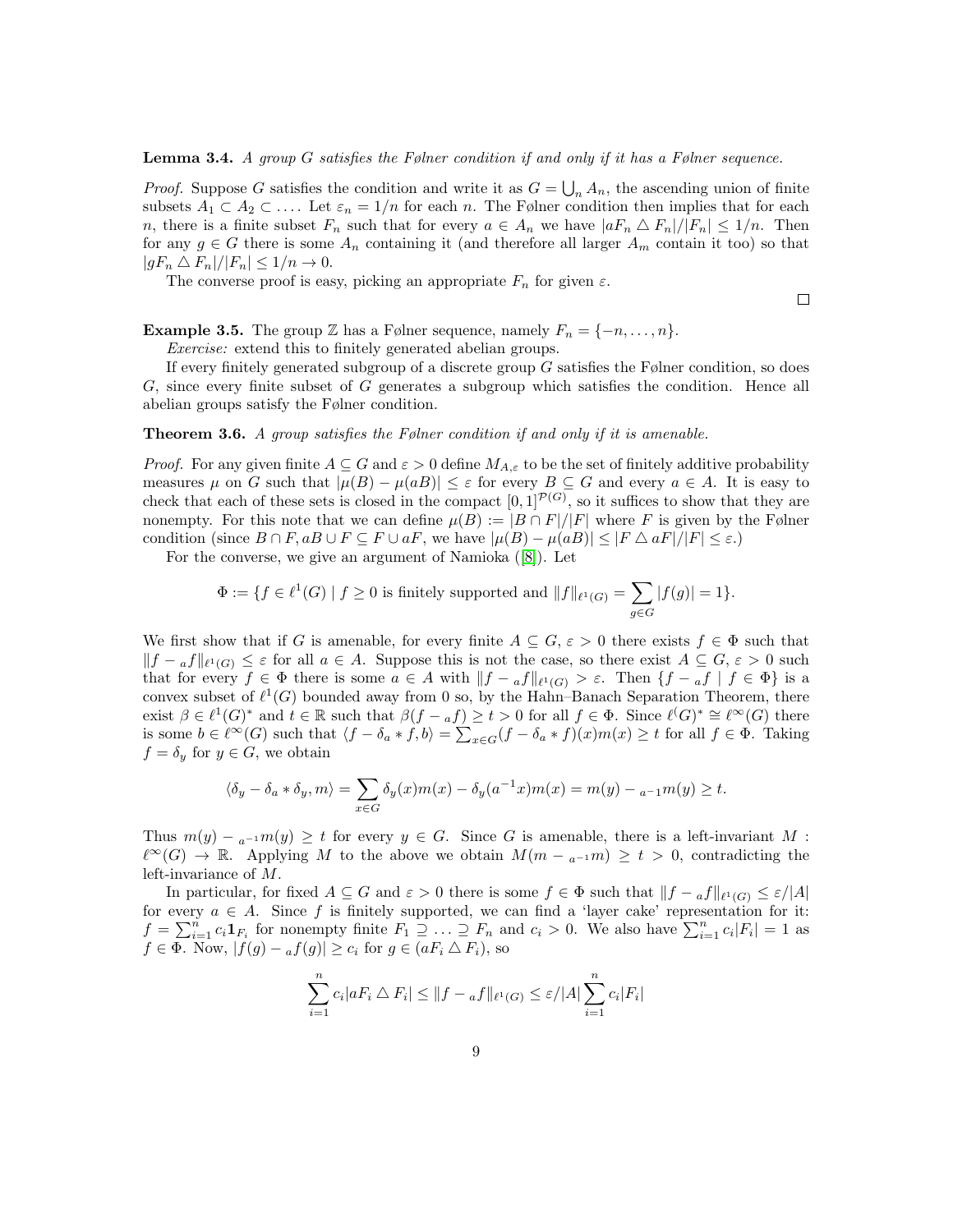**Lemma 3.4.** *A group $G$ satisfies the Følner condition if and only if it has a Følner sequence.*

*Proof.* Suppose $G$ satisfies the condition and write it as $G = \bigcup_n A_n$, the ascending union of finite subsets $A_1 \subset A_2 \subset \ldots$. Let $\varepsilon_n = 1/n$ for each $n$. The Følner condition then implies that for each $n$, there is a finite subset $F_n$ such that for every $a \in A_n$ we have $|aF_n \triangle F_n|/|F_n| \le 1/n$. Then for any $g \in G$ there is some $A_n$ containing it (and therefore all larger $A_m$ contain it too) so that $|gF_n \triangle F_n|/|F_n| \le 1/n \to 0$.

The converse proof is easy, picking an appropriate $F_n$ for given $\varepsilon$. □

**Example 3.5.** The group $\mathbb{Z}$ has a Følner sequence, namely $F_n = \{-n, \ldots, n\}$.

*Exercise:* extend this to finitely generated abelian groups.

If every finitely generated subgroup of a discrete group $G$ satisfies the Følner condition, so does $G$, since every finite subset of $G$ generates a subgroup which satisfies the condition. Hence all abelian groups satisfy the Følner condition.

**Theorem 3.6.** *A group satisfies the Følner condition if and only if it is amenable.*

*Proof.* For any given finite $A \subseteq G$ and $\varepsilon > 0$ define $M_{A,\varepsilon}$ to be the set of finitely additive probability measures $\mu$ on $G$ such that $|\mu(B) - \mu(aB)| \le \varepsilon$ for every $B \subseteq G$ and every $a \in A$. It is easy to check that each of these sets is closed in the compact $[0,1]^{\mathcal{P}(G)}$, so it suffices to show that they are nonempty. For this note that we can define $\mu(B) := |B \cap F|/|F|$ where $F$ is given by the Følner condition (since $B \cap F, aB \cup F \subseteq F \cup aF$, we have $|\mu(B) - \mu(aB)| \le |F \triangle aF|/|F| \le \varepsilon$.)

For the converse, we give an argument of Namioka ([8]). Let

$$\Phi := \{f \in \ell^1(G) \mid f \ge 0 \text{ is finitely supported and } \|f\|_{\ell^1(G)} = \sum_{g \in G} |f(g)| = 1\}.$$

We first show that if $G$ is amenable, for every finite $A \subseteq G$, $\varepsilon > 0$ there exists $f \in \Phi$ such that $\|f - {}_af\|_{\ell^1(G)} \le \varepsilon$ for all $a \in A$. Suppose this is not the case, so there exist $A \subseteq G$, $\varepsilon > 0$ such that for every $f \in \Phi$ there is some $a \in A$ with $\|f - {}_af\|_{\ell^1(G)} > \varepsilon$. Then $\{f - {}_af \mid f \in \Phi\}$ is a convex subset of $\ell^1(G)$ bounded away from 0 so, by the Hahn–Banach Separation Theorem, there exist $\beta \in \ell^1(G)^*$ and $t \in \mathbb{R}$ such that $\beta(f - {}_af) \ge t > 0$ for all $f \in \Phi$. Since $\ell^(G)^* \cong \ell^\infty(G)$ there is some $b \in \ell^\infty(G)$ such that $\langle f - \delta_a * f, b\rangle = \sum_{x \in G}(f - \delta_a * f)(x)m(x) \ge t$ for all $f \in \Phi$. Taking $f = \delta_y$ for $y \in G$, we obtain

$$\langle \delta_y - \delta_a * \delta_y, m\rangle = \sum_{x \in G} \delta_y(x)m(x) - \delta_y(a^{-1}x)m(x) = m(y) - {}_{a^{-1}}m(y) \ge t.$$

Thus $m(y) - {}_{a^{-1}}m(y) \ge t$ for every $y \in G$. Since $G$ is amenable, there is a left-invariant $M : \ell^\infty(G) \to \mathbb{R}$. Applying $M$ to the above we obtain $M(m - {}_{a^{-1}}m) \ge t > 0$, contradicting the left-invariance of $M$.

In particular, for fixed $A \subseteq G$ and $\varepsilon > 0$ there is some $f \in \Phi$ such that $\|f - {}_af\|_{\ell^1(G)} \le \varepsilon/|A|$ for every $a \in A$. Since $f$ is finitely supported, we can find a 'layer cake' representation for it: $f = \sum_{i=1}^n c_i \mathbf{1}_{F_i}$ for nonempty finite $F_1 \supseteq \ldots \supseteq F_n$ and $c_i > 0$. We also have $\sum_{i=1}^n c_i|F_i| = 1$ as $f \in \Phi$. Now, $|f(g) - {}_af(g)| \ge c_i$ for $g \in (aF_i \triangle F_i)$, so

$$\sum_{i=1}^n c_i |aF_i \triangle F_i| \le \|f - {}_af\|_{\ell^1(G)} \le \varepsilon/|A| \sum_{i=1}^n c_i|F_i|$$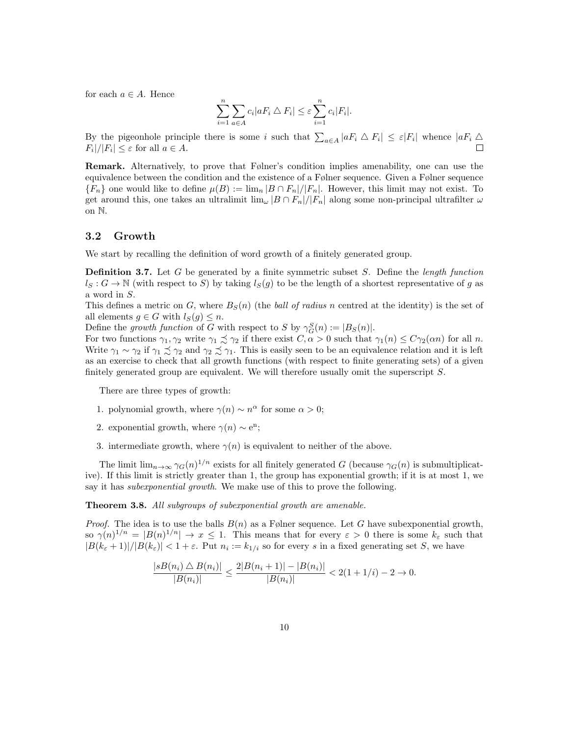for each $a \in A$. Hence

$$\sum_{i=1}^{n} \sum_{a \in A} c_i |aF_i \triangle F_i| \leq \varepsilon \sum_{i=1}^{n} c_i |F_i|.$$

By the pigeonhole principle there is some $i$ such that $\sum_{a \in A} |aF_i \triangle F_i| \leq \varepsilon |F_i|$ whence $|aF_i \triangle F_i|/|F_i| \leq \varepsilon$ for all $a \in A$. $\square$

**Remark.** Alternatively, to prove that Følner's condition implies amenability, one can use the equivalence between the condition and the existence of a Følner sequence. Given a Følner sequence $\{F_n\}$ one would like to define $\mu(B) := \lim_n |B \cap F_n|/|F_n|$. However, this limit may not exist. To get around this, one takes an ultralimit $\lim_\omega |B \cap F_n|/|F_n|$ along some non-principal ultrafilter $\omega$ on $\mathbb{N}$.

### 3.2 Growth

We start by recalling the definition of word growth of a finitely generated group.

**Definition 3.7.** Let $G$ be generated by a finite symmetric subset $S$. Define the *length function* $l_S : G \to \mathbb{N}$ (with respect to $S$) by taking $l_S(g)$ to be the length of a shortest representative of $g$ as a word in $S$.
This defines a metric on $G$, where $B_S(n)$ (the *ball of radius* $n$ centred at the identity) is the set of all elements $g \in G$ with $l_S(g) \leq n$.
Define the *growth function* of $G$ with respect to $S$ by $\gamma_G^S(n) := |B_S(n)|$.
For two functions $\gamma_1, \gamma_2$ write $\gamma_1 \precsim \gamma_2$ if there exist $C, \alpha > 0$ such that $\gamma_1(n) \leq C\gamma_2(\alpha n)$ for all $n$. Write $\gamma_1 \sim \gamma_2$ if $\gamma_1 \precsim \gamma_2$ and $\gamma_2 \precsim \gamma_1$. This is easily seen to be an equivalence relation and it is left as an exercise to check that all growth functions (with respect to finite generating sets) of a given finitely generated group are equivalent. We will therefore usually omit the superscript $S$.

There are three types of growth:

1. polynomial growth, where $\gamma(n) \sim n^\alpha$ for some $\alpha > 0$;
2. exponential growth, where $\gamma(n) \sim \mathrm{e}^{\mathrm{n}}$;
3. intermediate growth, where $\gamma(n)$ is equivalent to neither of the above.

The limit $\lim_{n\to\infty} \gamma_G(n)^{1/n}$ exists for all finitely generated $G$ (because $\gamma_G(n)$ is submultiplicative). If this limit is strictly greater than 1, the group has exponential growth; if it is at most 1, we say it has *subexponential growth*. We make use of this to prove the following.

**Theorem 3.8.** *All subgroups of subexponential growth are amenable.*

*Proof.* The idea is to use the balls $B(n)$ as a Følner sequence. Let $G$ have subexponential growth, so $\gamma(n)^{1/n} = |B(n)^{1/n}| \to x \leq 1$. This means that for every $\varepsilon > 0$ there is some $k_\varepsilon$ such that $|B(k_\varepsilon + 1)|/|B(k_\varepsilon)| < 1 + \varepsilon$. Put $n_i := k_{1/i}$ so for every $s$ in a fixed generating set $S$, we have

$$\frac{|sB(n_i) \triangle B(n_i)|}{|B(n_i)|} \leq \frac{2|B(n_i + 1)| - |B(n_i)|}{|B(n_i)|} < 2(1 + 1/i) - 2 \to 0.$$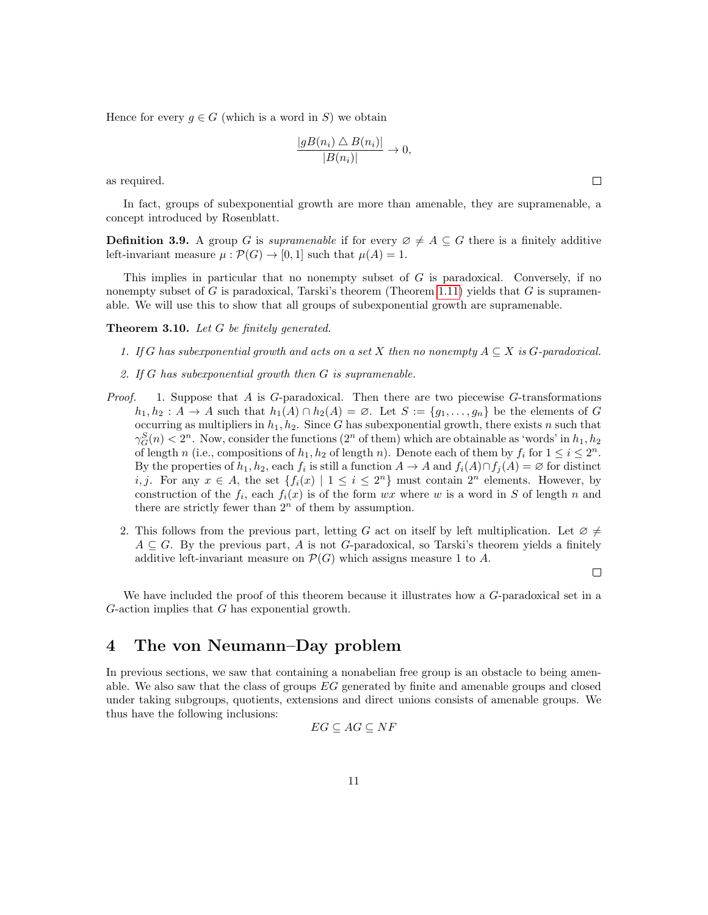Hence for every $g \in G$ (which is a word in $S$) we obtain

$$\frac{|gB(n_i) \triangle B(n_i)|}{|B(n_i)|} \to 0,$$

as required. □

In fact, groups of subexponential growth are more than amenable, they are supramenable, a concept introduced by Rosenblatt.

**Definition 3.9.** A group $G$ is *supramenable* if for every $\varnothing \neq A \subseteq G$ there is a finitely additive left-invariant measure $\mu : \mathcal{P}(G) \to [0, 1]$ such that $\mu(A) = 1$.

This implies in particular that no nonempty subset of $G$ is paradoxical. Conversely, if no nonempty subset of $G$ is paradoxical, Tarski's theorem (Theorem 1.11) yields that $G$ is supramenable. We will use this to show that all groups of subexponential growth are supramenable.

**Theorem 3.10.** *Let $G$ be finitely generated.*

1. *If $G$ has subexponential growth and acts on a set $X$ then no nonempty $A \subseteq X$ is $G$-paradoxical.*
2. *If $G$ has subexponential growth then $G$ is supramenable.*

*Proof.*

1. Suppose that $A$ is $G$-paradoxical. Then there are two piecewise $G$-transformations $h_1, h_2 : A \to A$ such that $h_1(A) \cap h_2(A) = \varnothing$. Let $S := \{g_1, \ldots, g_n\}$ be the elements of $G$ occurring as multipliers in $h_1, h_2$. Since $G$ has subexponential growth, there exists $n$ such that $\gamma_G^S(n) < 2^n$. Now, consider the functions ($2^n$ of them) which are obtainable as 'words' in $h_1, h_2$ of length $n$ (i.e., compositions of $h_1, h_2$ of length $n$). Denote each of them by $f_i$ for $1 \leq i \leq 2^n$. By the properties of $h_1, h_2$, each $f_i$ is still a function $A \to A$ and $f_i(A) \cap f_j(A) = \varnothing$ for distinct $i, j$. For any $x \in A$, the set $\{f_i(x) \mid 1 \leq i \leq 2^n\}$ must contain $2^n$ elements. However, by construction of the $f_i$, each $f_i(x)$ is of the form $wx$ where $w$ is a word in $S$ of length $n$ and there are strictly fewer than $2^n$ of them by assumption.
2. This follows from the previous part, letting $G$ act on itself by left multiplication. Let $\varnothing \neq A \subseteq G$. By the previous part, $A$ is not $G$-paradoxical, so Tarski's theorem yields a finitely additive left-invariant measure on $\mathcal{P}(G)$ which assigns measure 1 to $A$.

□

We have included the proof of this theorem because it illustrates how a $G$-paradoxical set in a $G$-action implies that $G$ has exponential growth.

# 4 The von Neumann–Day problem

In previous sections, we saw that containing a nonabelian free group is an obstacle to being amenable. We also saw that the class of groups $EG$ generated by finite and amenable groups and closed under taking subgroups, quotients, extensions and direct unions consists of amenable groups. We thus have the following inclusions:

$$EG \subseteq AG \subseteq NF$$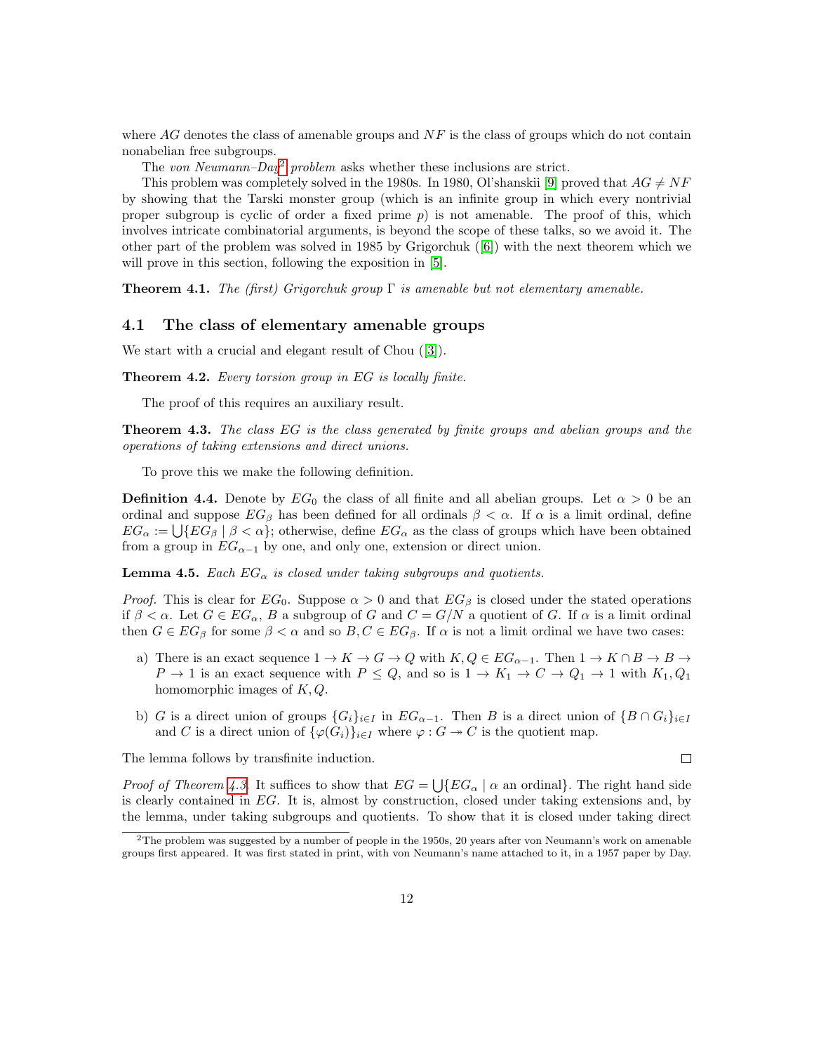where $AG$ denotes the class of amenable groups and $NF$ is the class of groups which do not contain nonabelian free subgroups.

The *von Neumann–Day*[2] *problem* asks whether these inclusions are strict.

This problem was completely solved in the 1980s. In 1980, Ol'shanskii [9] proved that $AG \neq NF$ by showing that the Tarski monster group (which is an infinite group in which every nontrivial proper subgroup is cyclic of order a fixed prime $p$) is not amenable. The proof of this, which involves intricate combinatorial arguments, is beyond the scope of these talks, so we avoid it. The other part of the problem was solved in 1985 by Grigorchuk ([6]) with the next theorem which we will prove in this section, following the exposition in [5].

**Theorem 4.1.** *The (first) Grigorchuk group $\Gamma$ is amenable but not elementary amenable.*

### 4.1 The class of elementary amenable groups

We start with a crucial and elegant result of Chou ([3]).

**Theorem 4.2.** *Every torsion group in $EG$ is locally finite.*

The proof of this requires an auxiliary result.

**Theorem 4.3.** *The class $EG$ is the class generated by finite groups and abelian groups and the operations of taking extensions and direct unions.*

To prove this we make the following definition.

**Definition 4.4.** Denote by $EG_0$ the class of all finite and all abelian groups. Let $\alpha > 0$ be an ordinal and suppose $EG_\beta$ has been defined for all ordinals $\beta < \alpha$. If $\alpha$ is a limit ordinal, define $EG_\alpha := \bigcup\{EG_\beta \mid \beta < \alpha\}$; otherwise, define $EG_\alpha$ as the class of groups which have been obtained from a group in $EG_{\alpha-1}$ by one, and only one, extension or direct union.

**Lemma 4.5.** *Each $EG_\alpha$ is closed under taking subgroups and quotients.*

*Proof.* This is clear for $EG_0$. Suppose $\alpha > 0$ and that $EG_\beta$ is closed under the stated operations if $\beta < \alpha$. Let $G \in EG_\alpha$, $B$ a subgroup of $G$ and $C = G/N$ a quotient of $G$. If $\alpha$ is a limit ordinal then $G \in EG_\beta$ for some $\beta < \alpha$ and so $B, C \in EG_\beta$. If $\alpha$ is not a limit ordinal we have two cases:

a) There is an exact sequence $1 \to K \to G \to Q$ with $K, Q \in EG_{\alpha-1}$. Then $1 \to K \cap B \to B \to P \to 1$ is an exact sequence with $P \leq Q$, and so is $1 \to K_1 \to C \to Q_1 \to 1$ with $K_1, Q_1$ homomorphic images of $K, Q$.

b) $G$ is a direct union of groups $\{G_i\}_{i \in I}$ in $EG_{\alpha-1}$. Then $B$ is a direct union of $\{B \cap G_i\}_{i \in I}$ and $C$ is a direct union of $\{\varphi(G_i)\}_{i \in I}$ where $\varphi : G \twoheadrightarrow C$ is the quotient map.

The lemma follows by transfinite induction. ∎

*Proof of Theorem 4.3.* It suffices to show that $EG = \bigcup\{EG_\alpha \mid \alpha \text{ an ordinal}\}$. The right hand side is clearly contained in $EG$. It is, almost by construction, closed under taking extensions and, by the lemma, under taking subgroups and quotients. To show that it is closed under taking direct

[2] The problem was suggested by a number of people in the 1950s, 20 years after von Neumann's work on amenable groups first appeared. It was first stated in print, with von Neumann's name attached to it, in a 1957 paper by Day.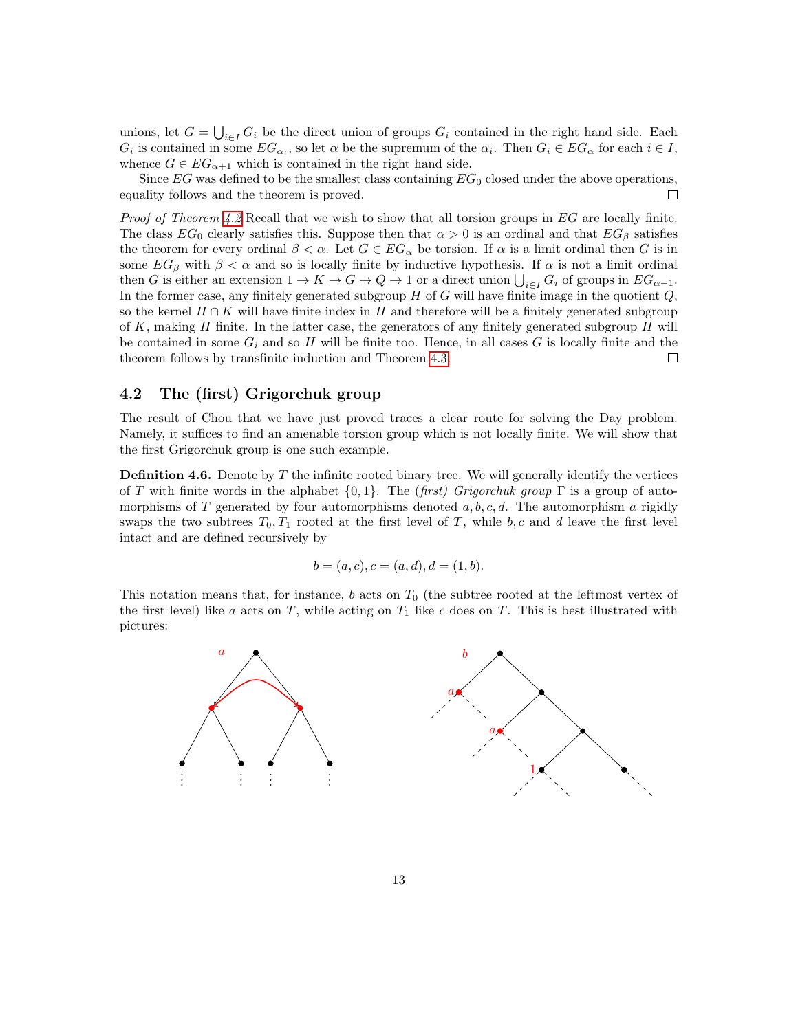unions, let $G = \bigcup_{i \in I} G_i$ be the direct union of groups $G_i$ contained in the right hand side. Each $G_i$ is contained in some $EG_{\alpha_i}$, so let $\alpha$ be the supremum of the $\alpha_i$. Then $G_i \in EG_\alpha$ for each $i \in I$, whence $G \in EG_{\alpha+1}$ which is contained in the right hand side.

Since $EG$ was defined to be the smallest class containing $EG_0$ closed under the above operations, equality follows and the theorem is proved. □

*Proof of Theorem 4.2* Recall that we wish to show that all torsion groups in $EG$ are locally finite. The class $EG_0$ clearly satisfies this. Suppose then that $\alpha > 0$ is an ordinal and that $EG_\beta$ satisfies the theorem for every ordinal $\beta < \alpha$. Let $G \in EG_\alpha$ be torsion. If $\alpha$ is a limit ordinal then $G$ is in some $EG_\beta$ with $\beta < \alpha$ and so is locally finite by inductive hypothesis. If $\alpha$ is not a limit ordinal then $G$ is either an extension $1 \to K \to G \to Q \to 1$ or a direct union $\bigcup_{i \in I} G_i$ of groups in $EG_{\alpha-1}$. In the former case, any finitely generated subgroup $H$ of $G$ will have finite image in the quotient $Q$, so the kernel $H \cap K$ will have finite index in $H$ and therefore will be a finitely generated subgroup of $K$, making $H$ finite. In the latter case, the generators of any finitely generated subgroup $H$ will be contained in some $G_i$ and so $H$ will be finite too. Hence, in all cases $G$ is locally finite and the theorem follows by transfinite induction and Theorem 4.3. □

## 4.2 The (first) Grigorchuk group

The result of Chou that we have just proved traces a clear route for solving the Day problem. Namely, it suffices to find an amenable torsion group which is not locally finite. We will show that the first Grigorchuk group is one such example.

**Definition 4.6.** Denote by $T$ the infinite rooted binary tree. We will generally identify the vertices of $T$ with finite words in the alphabet $\{0, 1\}$. The *(first) Grigorchuk group* $\Gamma$ is a group of automorphisms of $T$ generated by four automorphisms denoted $a, b, c, d$. The automorphism $a$ rigidly swaps the two subtrees $T_0, T_1$ rooted at the first level of $T$, while $b, c$ and $d$ leave the first level intact and are defined recursively by

$$b = (a, c), c = (a, d), d = (1, b).$$

This notation means that, for instance, $b$ acts on $T_0$ (the subtree rooted at the leftmost vertex of the first level) like $a$ acts on $T$, while acting on $T_1$ like $c$ does on $T$. This is best illustrated with pictures: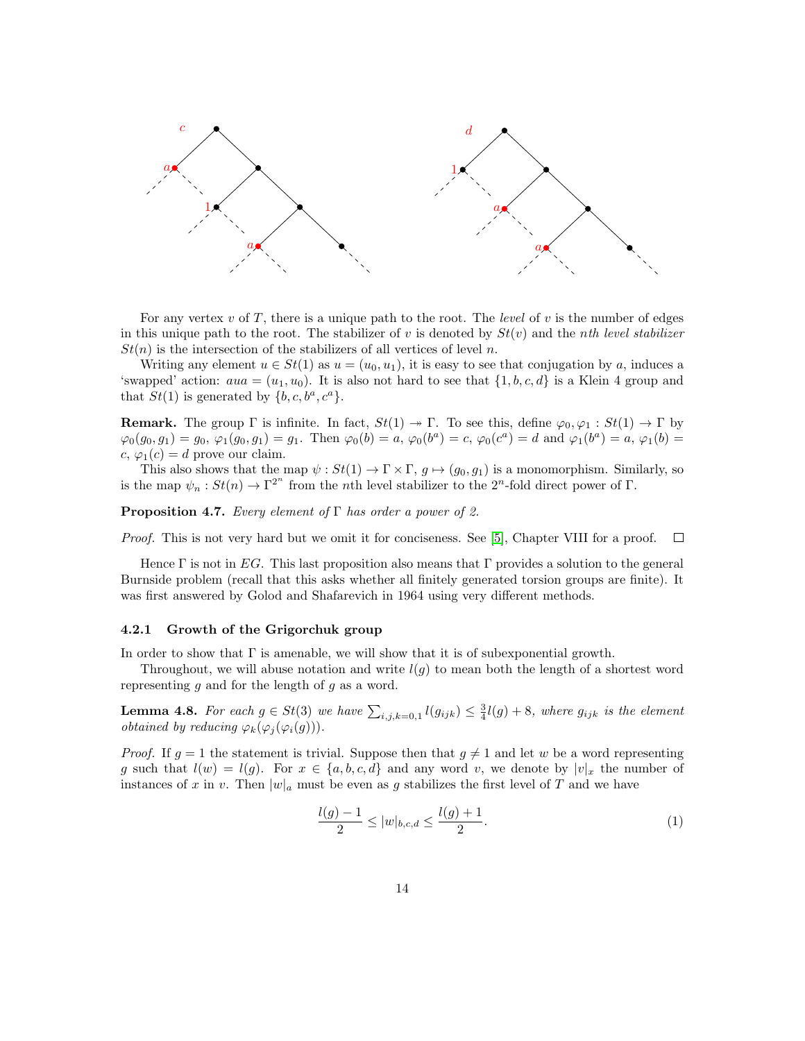For any vertex $v$ of $T$, there is a unique path to the root. The *level* of $v$ is the number of edges in this unique path to the root. The stabilizer of $v$ is denoted by $St(v)$ and the *nth level stabilizer* $St(n)$ is the intersection of the stabilizers of all vertices of level $n$.

Writing any element $u \in St(1)$ as $u = (u_0, u_1)$, it is easy to see that conjugation by $a$, induces a 'swapped' action: $aua = (u_1, u_0)$. It is also not hard to see that $\{1, b, c, d\}$ is a Klein 4 group and that $St(1)$ is generated by $\{b, c, b^a, c^a\}$.

**Remark.** The group $\Gamma$ is infinite. In fact, $St(1) \twoheadrightarrow \Gamma$. To see this, define $\varphi_0, \varphi_1 : St(1) \to \Gamma$ by $\varphi_0(g_0, g_1) = g_0$, $\varphi_1(g_0, g_1) = g_1$. Then $\varphi_0(b) = a$, $\varphi_0(b^a) = c$, $\varphi_0(c^a) = d$ and $\varphi_1(b^a) = a$, $\varphi_1(b) = c$, $\varphi_1(c) = d$ prove our claim.

This also shows that the map $\psi : St(1) \to \Gamma \times \Gamma$, $g \mapsto (g_0, g_1)$ is a monomorphism. Similarly, so is the map $\psi_n : St(n) \to \Gamma^{2^n}$ from the $n$th level stabilizer to the $2^n$-fold direct power of $\Gamma$.

**Proposition 4.7.** *Every element of $\Gamma$ has order a power of 2.*

*Proof.* This is not very hard but we omit it for conciseness. See [5], Chapter VIII for a proof. □

Hence $\Gamma$ is not in $EG$. This last proposition also means that $\Gamma$ provides a solution to the general Burnside problem (recall that this asks whether all finitely generated torsion groups are finite). It was first answered by Golod and Shafarevich in 1964 using very different methods.

### 4.2.1 Growth of the Grigorchuk group

In order to show that $\Gamma$ is amenable, we will show that it is of subexponential growth.

Throughout, we will abuse notation and write $l(g)$ to mean both the length of a shortest word representing $g$ and for the length of $g$ as a word.

**Lemma 4.8.** *For each $g \in St(3)$ we have $\sum_{i,j,k=0,1} l(g_{ijk}) \leq \frac{3}{4} l(g) + 8$, where $g_{ijk}$ is the element obtained by reducing $\varphi_k(\varphi_j(\varphi_i(g)))$.*

*Proof.* If $g = 1$ the statement is trivial. Suppose then that $g \neq 1$ and let $w$ be a word representing $g$ such that $l(w) = l(g)$. For $x \in \{a, b, c, d\}$ and any word $v$, we denote by $|v|_x$ the number of instances of $x$ in $v$. Then $|w|_a$ must be even as $g$ stabilizes the first level of $T$ and we have

$$\frac{l(g) - 1}{2} \leq |w|_{b,c,d} \leq \frac{l(g) + 1}{2}. \tag{1}$$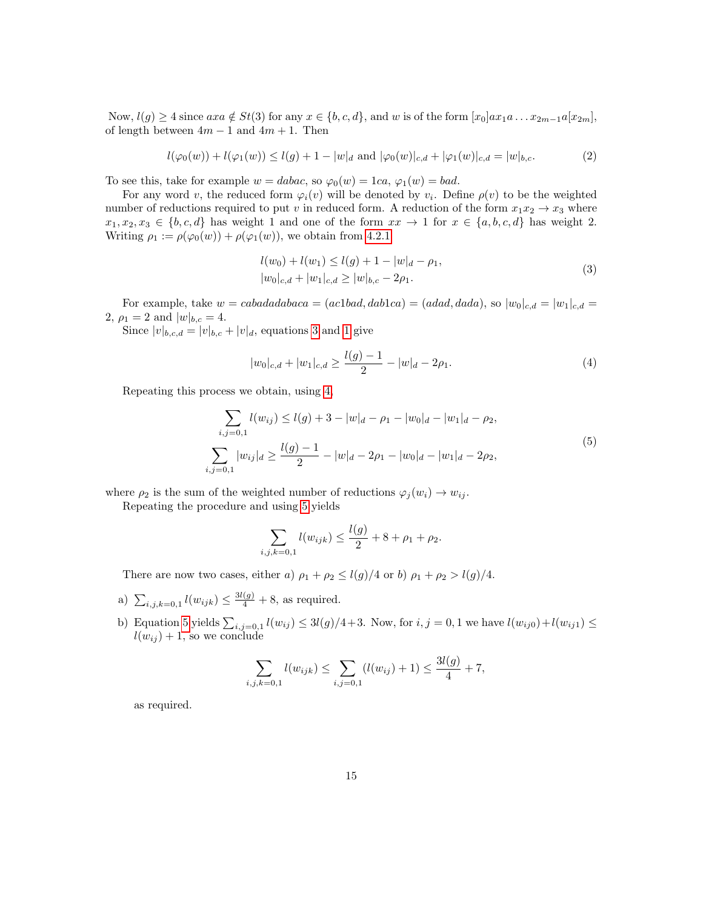Now, $l(g) \geq 4$ since $axa \notin St(3)$ for any $x \in \{b,c,d\}$, and $w$ is of the form $[x_0]ax_1a\ldots x_{2m-1}a[x_{2m}]$, of length between $4m-1$ and $4m+1$. Then

$$l(\varphi_0(w)) + l(\varphi_1(w)) \leq l(g) + 1 - |w|_d \text{ and } |\varphi_0(w)|_{c,d} + |\varphi_1(w)|_{c,d} = |w|_{b,c}. \tag{2}$$

To see this, take for example $w = dabac$, so $\varphi_0(w) = 1ca$, $\varphi_1(w) = bad$.

For any word $v$, the reduced form $\varphi_i(v)$ will be denoted by $v_i$. Define $\rho(v)$ to be the weighted number of reductions required to put $v$ in reduced form. A reduction of the form $x_1x_2 \to x_3$ where $x_1, x_2, x_3 \in \{b,c,d\}$ has weight 1 and one of the form $xx \to 1$ for $x \in \{a,b,c,d\}$ has weight 2. Writing $\rho_1 := \rho(\varphi_0(w)) + \rho(\varphi_1(w))$, we obtain from 4.2.1

$$\begin{aligned} l(w_0) + l(w_1) &\leq l(g) + 1 - |w|_d - \rho_1, \\ |w_0|_{c,d} + |w_1|_{c,d} &\geq |w|_{b,c} - 2\rho_1. \end{aligned} \tag{3}$$

For example, take $w = cabadadabaca = (ac1bad, dab1ca) = (adad, dada)$, so $|w_0|_{c,d} = |w_1|_{c,d} = 2$, $\rho_1 = 2$ and $|w|_{b,c} = 4$.

Since $|v|_{b,c,d} = |v|_{b,c} + |v|_d$, equations 3 and 1 give

$$|w_0|_{c,d} + |w_1|_{c,d} \geq \frac{l(g)-1}{2} - |w|_d - 2\rho_1. \tag{4}$$

Repeating this process we obtain, using 4,

$$\begin{aligned} \sum_{i,j=0,1} l(w_{ij}) &\leq l(g) + 3 - |w|_d - \rho_1 - |w_0|_d - |w_1|_d - \rho_2, \\ \sum_{i,j=0,1} |w_{ij}|_d &\geq \frac{l(g)-1}{2} - |w|_d - 2\rho_1 - |w_0|_d - |w_1|_d - 2\rho_2, \end{aligned} \tag{5}$$

where $\rho_2$ is the sum of the weighted number of reductions $\varphi_j(w_i) \to w_{ij}$.

Repeating the procedure and using 5 yields

$$\sum_{i,j,k=0,1} l(w_{ijk}) \leq \frac{l(g)}{2} + 8 + \rho_1 + \rho_2.$$

There are now two cases, either *a)* $\rho_1 + \rho_2 \leq l(g)/4$ or *b)* $\rho_1 + \rho_2 > l(g)/4$.

a) $\sum_{i,j,k=0,1} l(w_{ijk}) \leq \frac{3l(g)}{4} + 8$, as required.

b) Equation 5 yields $\sum_{i,j=0,1} l(w_{ij}) \leq 3l(g)/4 + 3$. Now, for $i,j = 0,1$ we have $l(w_{ij0}) + l(w_{ij1}) \leq l(w_{ij}) + 1$, so we conclude

$$\sum_{i,j,k=0,1} l(w_{ijk}) \leq \sum_{i,j=0,1} (l(w_{ij}) + 1) \leq \frac{3l(g)}{4} + 7,$$

as required.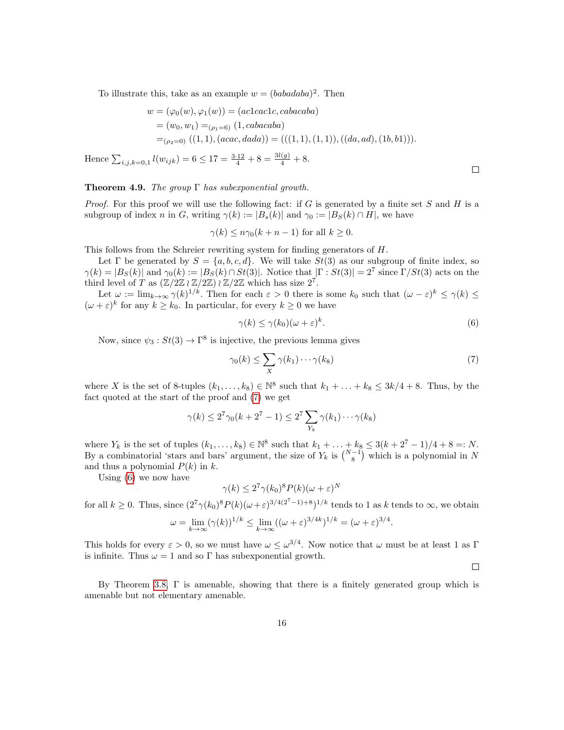To illustrate this, take as an example $w = (babadaba)^2$. Then

$$\begin{aligned}
w &= (\varphi_0(w), \varphi_1(w)) = (ac1cac1c, cabacaba) \\
&= (w_0, w_1) =_{(\rho_1 = 6)} (1, cabacaba) \\
&=_{(\rho_2 = 0)} ((1,1), (acac, dada)) = (((1,1),(1,1)),((da, ad),(1b, b1))).
\end{aligned}$$

Hence $\sum_{i,j,k=0,1} l(w_{ijk}) = 6 \leq 17 = \frac{3 \cdot 12}{4} + 8 = \frac{3l(g)}{4} + 8$. ◻

**Theorem 4.9.** *The group $\Gamma$ has subexponential growth.*

*Proof.* For this proof we will use the following fact: if $G$ is generated by a finite set $S$ and $H$ is a subgroup of index $n$ in $G$, writing $\gamma(k) := |B_s(k)|$ and $\gamma_0 := |B_S(k) \cap H|$, we have

$$\gamma(k) \leq n\gamma_0(k + n - 1) \text{ for all } k \geq 0.$$

This follows from the Schreier rewriting system for finding generators of $H$.

Let $\Gamma$ be generated by $S = \{a, b, c, d\}$. We will take $St(3)$ as our subgroup of finite index, so $\gamma(k) = |B_S(k)|$ and $\gamma_0(k) := |B_S(k) \cap St(3)|$. Notice that $|\Gamma : St(3)| = 2^7$ since $\Gamma / St(3)$ acts on the third level of $T$ as $(\mathbb{Z}/2\mathbb{Z} \wr \mathbb{Z}/2\mathbb{Z}) \wr \mathbb{Z}/2\mathbb{Z}$ which has size $2^7$.

Let $\omega := \lim_{k\to\infty} \gamma(k)^{1/k}$. Then for each $\varepsilon > 0$ there is some $k_0$ such that $(\omega - \varepsilon)^k \leq \gamma(k) \leq (\omega + \varepsilon)^k$ for any $k \geq k_0$. In particular, for every $k \geq 0$ we have

$$\gamma(k) \leq \gamma(k_0)(\omega + \varepsilon)^k. \tag{6}$$

Now, since $\psi_3 : St(3) \to \Gamma^8$ is injective, the previous lemma gives

$$\gamma_0(k) \leq \sum_X \gamma(k_1) \cdots \gamma(k_8) \tag{7}$$

where $X$ is the set of 8-tuples $(k_1, \ldots, k_8) \in \mathbb{N}^8$ such that $k_1 + \ldots + k_8 \leq 3k/4 + 8$. Thus, by the fact quoted at the start of the proof and (7) we get

$$\gamma(k) \leq 2^7 \gamma_0(k + 2^7 - 1) \leq 2^7 \sum_{Y_k} \gamma(k_1) \cdots \gamma(k_8)$$

where $Y_k$ is the set of tuples $(k_1, \ldots, k_8) \in \mathbb{N}^8$ such that $k_1 + \ldots + k_8 \leq 3(k + 2^7 - 1)/4 + 8 =: N$. By a combinatorial 'stars and bars' argument, the size of $Y_k$ is $\binom{N-1}{8}$ which is a polynomial in $N$ and thus a polynomial $P(k)$ in $k$.

Using (6) we now have

$$\gamma(k) \leq 2^7 \gamma(k_0)^8 P(k)(\omega + \varepsilon)^N$$

for all $k \geq 0$. Thus, since $(2^7 \gamma(k_0)^8 P(k)(\omega + \varepsilon)^{3/4(2^7 - 1) + 8})^{1/k}$ tends to 1 as $k$ tends to $\infty$, we obtain

$$\omega = \lim_{k\to\infty} (\gamma(k))^{1/k} \leq \lim_{k\to\infty} ((\omega + \varepsilon)^{3/4k})^{1/k} = (\omega + \varepsilon)^{3/4}.$$

This holds for every $\varepsilon > 0$, so we must have $\omega \leq \omega^{3/4}$. Now notice that $\omega$ must be at least 1 as $\Gamma$ is infinite. Thus $\omega = 1$ and so $\Gamma$ has subexponential growth. ◻

By Theorem 3.8, $\Gamma$ is amenable, showing that there is a finitely generated group which is amenable but not elementary amenable.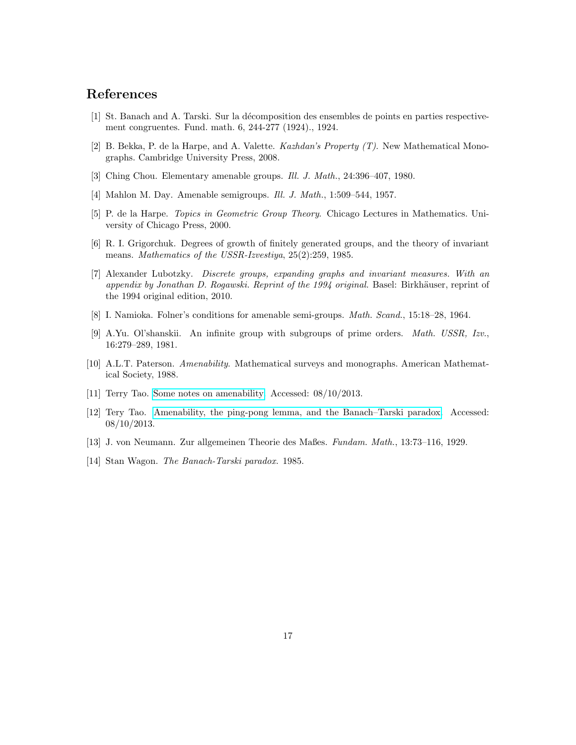## References

[1] St. Banach and A. Tarski. Sur la décomposition des ensembles de points en parties respectivement congruentes. Fund. math. 6, 244-277 (1924)., 1924.

[2] B. Bekka, P. de la Harpe, and A. Valette. *Kazhdan's Property (T)*. New Mathematical Monographs. Cambridge University Press, 2008.

[3] Ching Chou. Elementary amenable groups. *Ill. J. Math.*, 24:396–407, 1980.

[4] Mahlon M. Day. Amenable semigroups. *Ill. J. Math.*, 1:509–544, 1957.

[5] P. de la Harpe. *Topics in Geometric Group Theory*. Chicago Lectures in Mathematics. University of Chicago Press, 2000.

[6] R. I. Grigorchuk. Degrees of growth of finitely generated groups, and the theory of invariant means. *Mathematics of the USSR-Izvestiya*, 25(2):259, 1985.

[7] Alexander Lubotzky. *Discrete groups, expanding graphs and invariant measures. With an appendix by Jonathan D. Rogawski. Reprint of the 1994 original.* Basel: Birkhäuser, reprint of the 1994 original edition, 2010.

[8] I. Namioka. Folner's conditions for amenable semi-groups. *Math. Scand.*, 15:18–28, 1964.

[9] A.Yu. Ol'shanskii. An infinite group with subgroups of prime orders. *Math. USSR, Izv.*, 16:279–289, 1981.

[10] A.L.T. Paterson. *Amenability*. Mathematical surveys and monographs. American Mathematical Society, 1988.

[11] Terry Tao. Some notes on amenability. Accessed: 08/10/2013.

[12] Tery Tao. Amenability, the ping-pong lemma, and the Banach–Tarski paradox. Accessed: 08/10/2013.

[13] J. von Neumann. Zur allgemeinen Theorie des Maßes. *Fundam. Math.*, 13:73–116, 1929.

[14] Stan Wagon. *The Banach-Tarski paradox.* 1985.